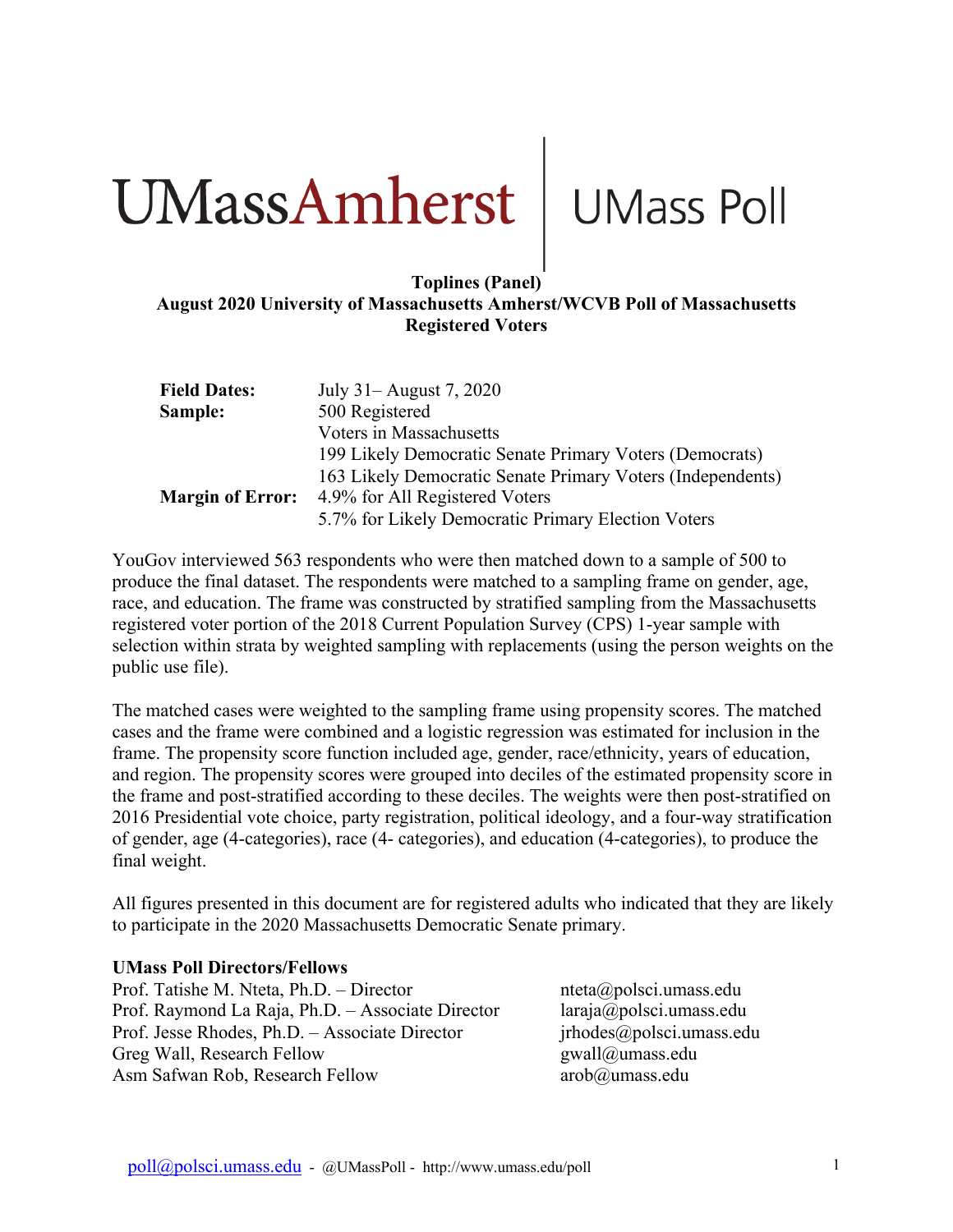UMassAmherst | UMass Poll

**Toplines (Panel)**
**August 2020 University of Massachusetts Amherst/WCVB Poll of Massachusetts Registered Voters**

| | |
|---|---|
| **Field Dates:** | July 31– August 7, 2020 |
| **Sample:** | 500 Registered Voters in Massachusetts |
| | 199 Likely Democratic Senate Primary Voters (Democrats) |
| | 163 Likely Democratic Senate Primary Voters (Independents) |
| **Margin of Error:** | 4.9% for All Registered Voters |
| | 5.7% for Likely Democratic Primary Election Voters |

YouGov interviewed 563 respondents who were then matched down to a sample of 500 to produce the final dataset. The respondents were matched to a sampling frame on gender, age, race, and education. The frame was constructed by stratified sampling from the Massachusetts registered voter portion of the 2018 Current Population Survey (CPS) 1-year sample with selection within strata by weighted sampling with replacements (using the person weights on the public use file).

The matched cases were weighted to the sampling frame using propensity scores. The matched cases and the frame were combined and a logistic regression was estimated for inclusion in the frame. The propensity score function included age, gender, race/ethnicity, years of education, and region. The propensity scores were grouped into deciles of the estimated propensity score in the frame and post-stratified according to these deciles. The weights were then post-stratified on 2016 Presidential vote choice, party registration, political ideology, and a four-way stratification of gender, age (4-categories), race (4- categories), and education (4-categories), to produce the final weight.

All figures presented in this document are for registered adults who indicated that they are likely to participate in the 2020 Massachusetts Democratic Senate primary.

**UMass Poll Directors/Fellows**

| | |
|---|---|
| Prof. Tatishe M. Nteta, Ph.D. – Director | nteta@polsci.umass.edu |
| Prof. Raymond La Raja, Ph.D. – Associate Director | laraja@polsci.umass.edu |
| Prof. Jesse Rhodes, Ph.D. – Associate Director | jrhodes@polsci.umass.edu |
| Greg Wall, Research Fellow | gwall@umass.edu |
| Asm Safwan Rob, Research Fellow | arob@umass.edu |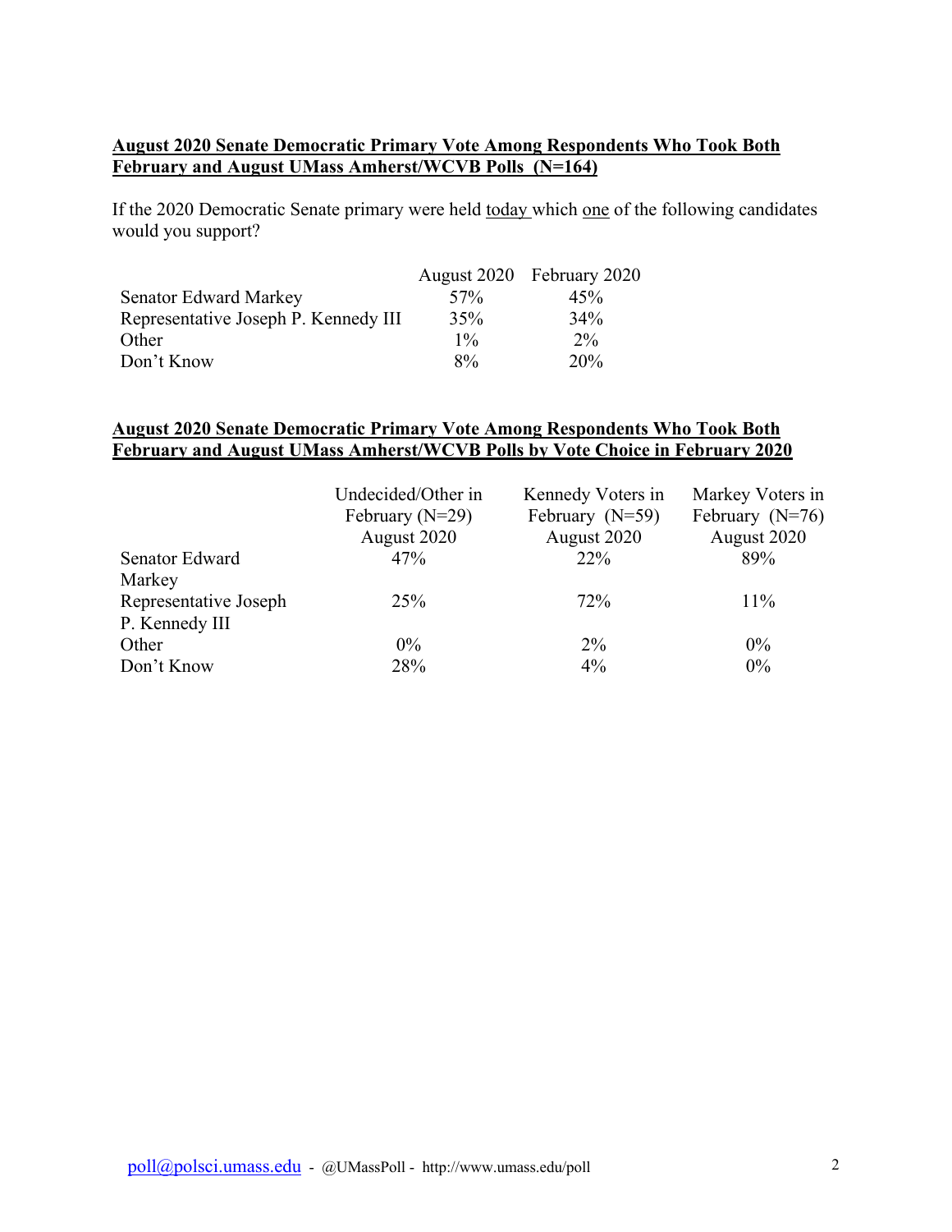**August 2020 Senate Democratic Primary Vote Among Respondents Who Took Both February and August UMass Amherst/WCVB Polls (N=164)**

If the 2020 Democratic Senate primary were held today which one of the following candidates would you support?

| | August 2020 | February 2020 |
|---|---|---|
| Senator Edward Markey | 57% | 45% |
| Representative Joseph P. Kennedy III | 35% | 34% |
| Other | 1% | 2% |
| Don't Know | 8% | 20% |

**August 2020 Senate Democratic Primary Vote Among Respondents Who Took Both February and August UMass Amherst/WCVB Polls by Vote Choice in February 2020**

| | Undecided/Other in February (N=29) August 2020 | Kennedy Voters in February (N=59) August 2020 | Markey Voters in February (N=76) August 2020 |
|---|---|---|---|
| Senator Edward Markey | 47% | 22% | 89% |
| Representative Joseph P. Kennedy III | 25% | 72% | 11% |
| Other | 0% | 2% | 0% |
| Don't Know | 28% | 4% | 0% |

poll@polsci.umass.edu - @UMassPoll - http://www.umass.edu/poll